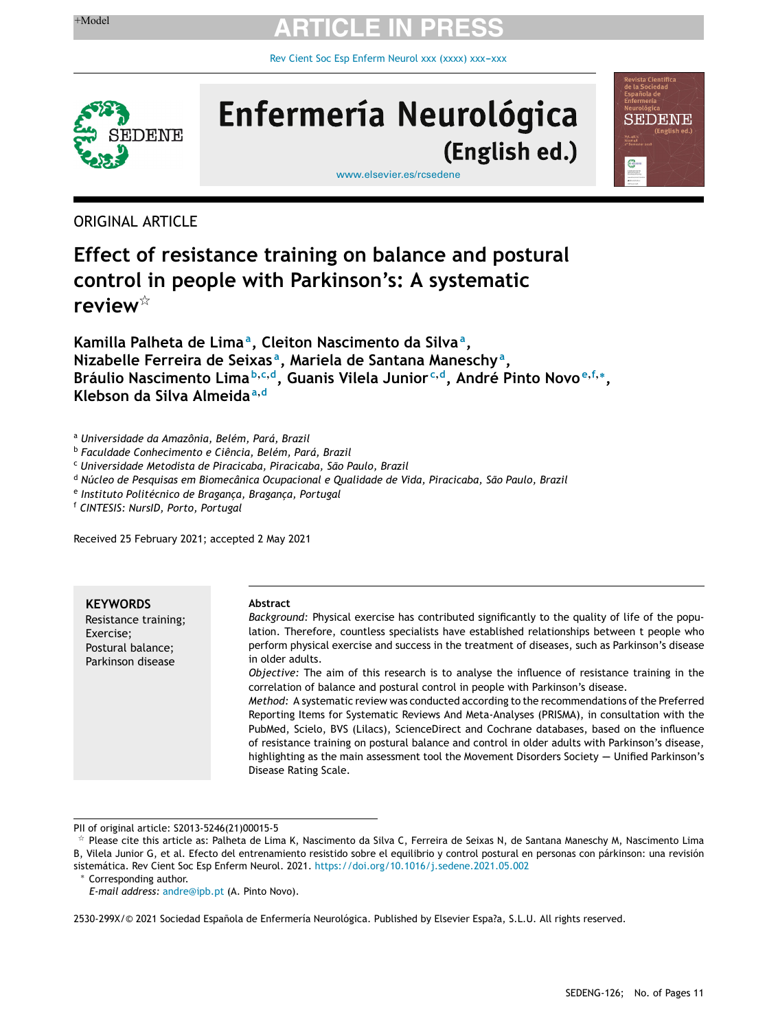ORIGINAL ARTICLE

# Effect of resistance training on balance and postural control in people with Parkinson's: A systematic review☆

**Kamilla Palheta de Lima[a], Cleiton Nascimento da Silva[a], Nizabelle Ferreira de Seixas[a], Mariela de Santana Maneschy[a], Bráulio Nascimento Lima[b,c,d], Guanis Vilela Junior[c,d], André Pinto Novo[e,f,*], Klebson da Silva Almeida[a,d]**

[a] *Universidade da Amazônia, Belém, Pará, Brazil*
[b] *Faculdade Conhecimento e Ciência, Belém, Pará, Brazil*
[c] *Universidade Metodista de Piracicaba, Piracicaba, São Paulo, Brazil*
[d] *Núcleo de Pesquisas em Biomecânica Ocupacional e Qualidade de Vida, Piracicaba, São Paulo, Brazil*
[e] *Instituto Politécnico de Bragança, Bragança, Portugal*
[f] *CINTESIS: NursID, Porto, Portugal*

Received 25 February 2021; accepted 2 May 2021

**KEYWORDS**
Resistance training;
Exercise;
Postural balance;
Parkinson disease

**Abstract**

*Background:* Physical exercise has contributed significantly to the quality of life of the population. Therefore, countless specialists have established relationships between t people who perform physical exercise and success in the treatment of diseases, such as Parkinson's disease in older adults.

*Objective:* The aim of this research is to analyse the influence of resistance training in the correlation of balance and postural control in people with Parkinson's disease.

*Method:* A systematic review was conducted according to the recommendations of the Preferred Reporting Items for Systematic Reviews And Meta-Analyses (PRISMA), in consultation with the PubMed, Scielo, BVS (Lilacs), ScienceDirect and Cochrane databases, based on the influence of resistance training on postural balance and control in older adults with Parkinson's disease, highlighting as the main assessment tool the Movement Disorders Society — Unified Parkinson's Disease Rating Scale.

PII of original article: S2013-5246(21)00015-5

☆ Please cite this article as: Palheta de Lima K, Nascimento da Silva C, Ferreira de Seixas N, de Santana Maneschy M, Nascimento Lima B, Vilela Junior G, et al. Efecto del entrenamiento resistido sobre el equilibrio y control postural en personas con párkinson: una revisión sistemática. Rev Cient Soc Esp Enferm Neurol. 2021. https://doi.org/10.1016/j.sedene.2021.05.002

* Corresponding author.
*E-mail address:* andre@ipb.pt (A. Pinto Novo).

2530-299X/© 2021 Sociedad Española de Enfermería Neurológica. Published by Elsevier Espa?a, S.L.U. All rights reserved.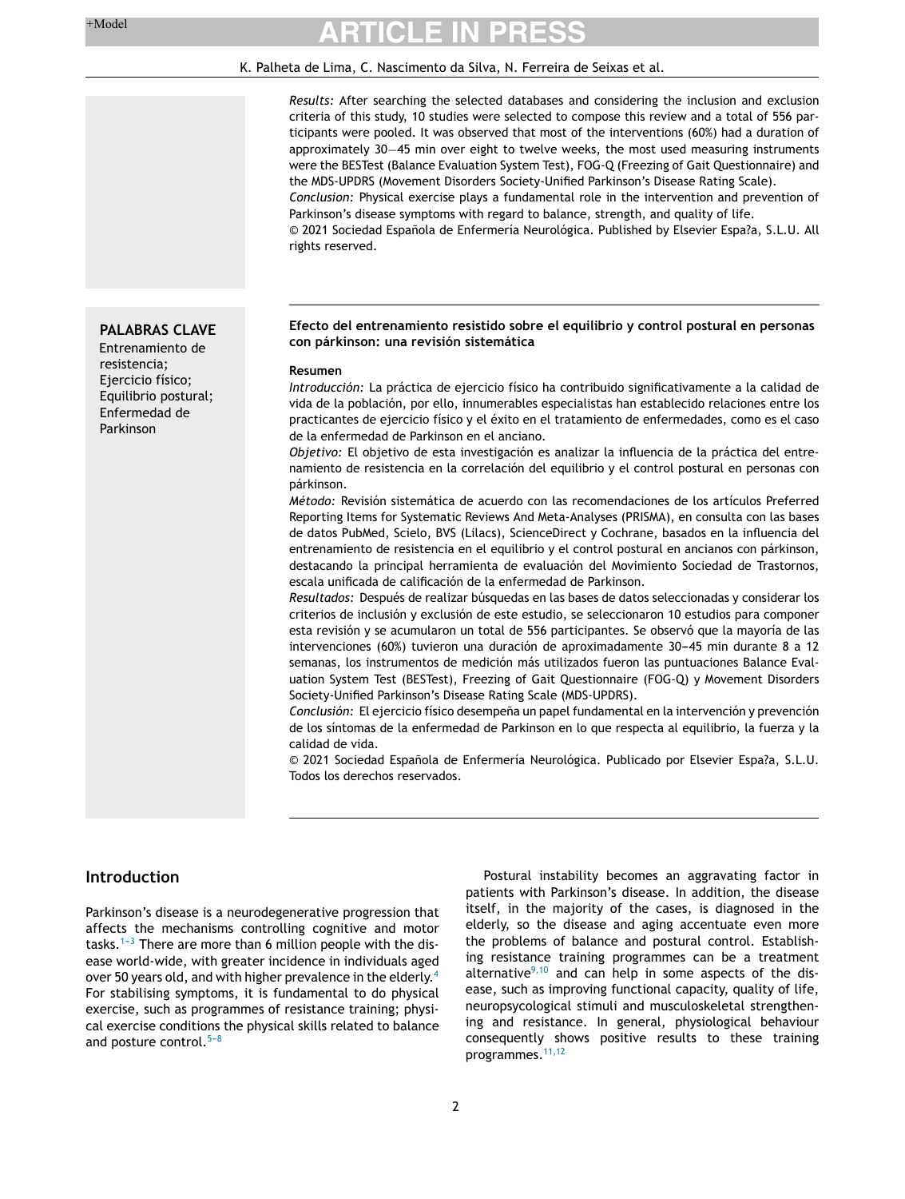*Results:* After searching the selected databases and considering the inclusion and exclusion criteria of this study, 10 studies were selected to compose this review and a total of 556 participants were pooled. It was observed that most of the interventions (60%) had a duration of approximately 30—45 min over eight to twelve weeks, the most used measuring instruments were the BESTest (Balance Evaluation System Test), FOG-Q (Freezing of Gait Questionnaire) and the MDS-UPDRS (Movement Disorders Society-Unified Parkinson's Disease Rating Scale).

*Conclusion:* Physical exercise plays a fundamental role in the intervention and prevention of Parkinson's disease symptoms with regard to balance, strength, and quality of life.

© 2021 Sociedad Española de Enfermería Neurológica. Published by Elsevier Espa?a, S.L.U. All rights reserved.

**PALABRAS CLAVE**

Entrenamiento de resistencia;
Ejercicio físico;
Equilibrio postural;
Enfermedad de Parkinson

**Efecto del entrenamiento resistido sobre el equilibrio y control postural en personas con párkinson: una revisión sistemática**

**Resumen**

*Introducción:* La práctica de ejercicio físico ha contribuido significativamente a la calidad de vida de la población, por ello, innumerables especialistas han establecido relaciones entre los practicantes de ejercicio físico y el éxito en el tratamiento de enfermedades, como es el caso de la enfermedad de Parkinson en el anciano.

*Objetivo:* El objetivo de esta investigación es analizar la influencia de la práctica del entrenamiento de resistencia en la correlación del equilibrio y el control postural en personas con párkinson.

*Método:* Revisión sistemática de acuerdo con las recomendaciones de los artículos Preferred Reporting Items for Systematic Reviews And Meta-Analyses (PRISMA), en consulta con las bases de datos PubMed, Scielo, BVS (Lilacs), ScienceDirect y Cochrane, basados en la influencia del entrenamiento de resistencia en el equilibrio y el control postural en ancianos con párkinson, destacando la principal herramienta de evaluación del Movimiento Sociedad de Trastornos, escala unificada de calificación de la enfermedad de Parkinson.

*Resultados:* Después de realizar búsquedas en las bases de datos seleccionadas y considerar los criterios de inclusión y exclusión de este estudio, se seleccionaron 10 estudios para componer esta revisión y se acumularon un total de 556 participantes. Se observó que la mayoría de las intervenciones (60%) tuvieron una duración de aproximadamente 30−45 min durante 8 a 12 semanas, los instrumentos de medición más utilizados fueron las puntuaciones Balance Evaluation System Test (BESTest), Freezing of Gait Questionnaire (FOG-Q) y Movement Disorders Society-Unified Parkinson's Disease Rating Scale (MDS-UPDRS).

*Conclusión:* El ejercicio físico desempeña un papel fundamental en la intervención y prevención de los síntomas de la enfermedad de Parkinson en lo que respecta al equilibrio, la fuerza y la calidad de vida.

© 2021 Sociedad Española de Enfermería Neurológica. Publicado por Elsevier Espa?a, S.L.U. Todos los derechos reservados.

## Introduction

Parkinson's disease is a neurodegenerative progression that affects the mechanisms controlling cognitive and motor tasks.[1–3] There are more than 6 million people with the disease world-wide, with greater incidence in individuals aged over 50 years old, and with higher prevalence in the elderly.[4] For stabilising symptoms, it is fundamental to do physical exercise, such as programmes of resistance training; physical exercise conditions the physical skills related to balance and posture control.[5–8]

Postural instability becomes an aggravating factor in patients with Parkinson's disease. In addition, the disease itself, in the majority of the cases, is diagnosed in the elderly, so the disease and aging accentuate even more the problems of balance and postural control. Establishing resistance training programmes can be a treatment alternative[9,10] and can help in some aspects of the disease, such as improving functional capacity, quality of life, neuropsycological stimuli and musculoskeletal strengthening and resistance. In general, physiological behaviour consequently shows positive results to these training programmes.[11,12]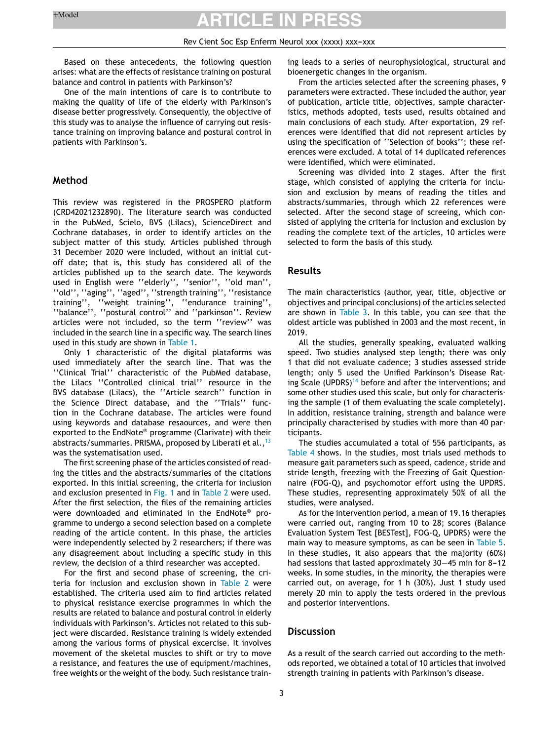Based on these antecedents, the following question arises: what are the effects of resistance training on postural balance and control in patients with Parkinson's?

One of the main intentions of care is to contribute to making the quality of life of the elderly with Parkinson's disease better progressively. Consequently, the objective of this study was to analyse the influence of carrying out resistance training on improving balance and postural control in patients with Parkinson's.

## Method

This review was registered in the PROSPERO platform (CRD42021232890). The literature search was conducted in the PubMed, Scielo, BVS (Lilacs), ScienceDirect and Cochrane databases, in order to identify articles on the subject matter of this study. Articles published through 31 December 2020 were included, without an initial cutoff date; that is, this study has considered all of the articles published up to the search date. The keywords used in English were ''elderly'', ''senior'', ''old man'', ''old'', ''aging'', ''aged'', ''strength training'', ''resistance training'', ''weight training'', ''endurance training'', ''balance'', ''postural control'' and ''parkinson''. Review articles were not included, so the term ''review'' was included in the search line in a specific way. The search lines used in this study are shown in Table 1.

Only 1 characteristic of the digital plataforms was used immediately after the search line. That was the ''Clinical Trial'' characteristic of the PubMed database, the Lilacs ''Controlled clinical trial'' resource in the BVS database (Lilacs), the ''Article search'' function in the Science Direct database, and the ''Trials'' function in the Cochrane database. The articles were found using keywords and database resaources, and were then exported to the EndNote® programme (Clarivate) with their abstracts/summaries. PRISMA, proposed by Liberati et al.,[13] was the systematisation used.

The first screening phase of the articles consisted of reading the titles and the abstracts/summaries of the citations exported. In this initial screening, the criteria for inclusion and exclusion presented in Fig. 1 and in Table 2 were used. After the first selection, the files of the remaining articles were downloaded and eliminated in the EndNote® programme to undergo a second selection based on a complete reading of the article content. In this phase, the articles were independently selected by 2 researchers; if there was any disagreement about including a specific study in this review, the decision of a third researcher was accepted.

For the first and second phase of screening, the criteria for inclusion and exclusion shown in Table 2 were established. The criteria used aim to find articles related to physical resistance exercise programmes in which the results are related to balance and postural control in elderly individuals with Parkinson's. Articles not related to this subject were discarded. Resistance training is widely extended among the various forms of physical excercise. It involves movement of the skeletal muscles to shift or try to move a resistance, and features the use of equipment/machines, free weights or the weight of the body. Such resistance training leads to a series of neurophysiological, structural and bioenergetic changes in the organism.

From the articles selected after the screening phases, 9 parameters were extracted. These included the author, year of publication, article title, objectives, sample characteristics, methods adopted, tests used, results obtained and main conclusions of each study. After exportation, 29 references were identified that did not represent articles by using the specification of ''Selection of books''; these references were excluded. A total of 14 duplicated references were identified, which were eliminated.

Screening was divided into 2 stages. After the first stage, which consisted of applying the criteria for inclusion and exclusion by means of reading the titles and abstracts/summaries, through which 22 references were selected. After the second stage of screeing, which consisted of applying the criteria for inclusion and exclusion by reading the complete text of the articles, 10 articles were selected to form the basis of this study.

## Results

The main characteristics (author, year, title, objective or objectives and principal conclusions) of the articles selected are shown in Table 3. In this table, you can see that the oldest article was published in 2003 and the most recent, in 2019.

All the studies, generally speaking, evaluated walking speed. Two studies analysed step length; there was only 1 that did not evaluate cadence; 3 studies assessed stride length; only 5 used the Unified Parkinson's Disease Rating Scale (UPDRS)[14] before and after the interventions; and some other studies used this scale, but only for characterising the sample (1 of them evaluating the scale completely). In addition, resistance training, strength and balance were principally characterised by studies with more than 40 participants.

The studies accumulated a total of 556 participants, as Table 4 shows. In the studies, most trials used methods to measure gait parameters such as speed, cadence, stride and stride length, freezing with the Freezing of Gait Questionnaire (FOG-Q), and psychomotor effort using the UPDRS. These studies, representing approximately 50% of all the studies, were analysed.

As for the intervention period, a mean of 19.16 therapies were carried out, ranging from 10 to 28; scores (Balance Evaluation System Test [BESTest], FOG-Q, UPDRS) were the main way to measure symptoms, as can be seen in Table 5. In these studies, it also appears that the majority (60%) had sessions that lasted approximately 30–45 min for 8–12 weeks. In some studies, in the minority, the therapies were carried out, on average, for 1 h (30%). Just 1 study used merely 20 min to apply the tests ordered in the previous and posterior interventions.

## Discussion

As a result of the search carried out according to the methods reported, we obtained a total of 10 articles that involved strength training in patients with Parkinson's disease.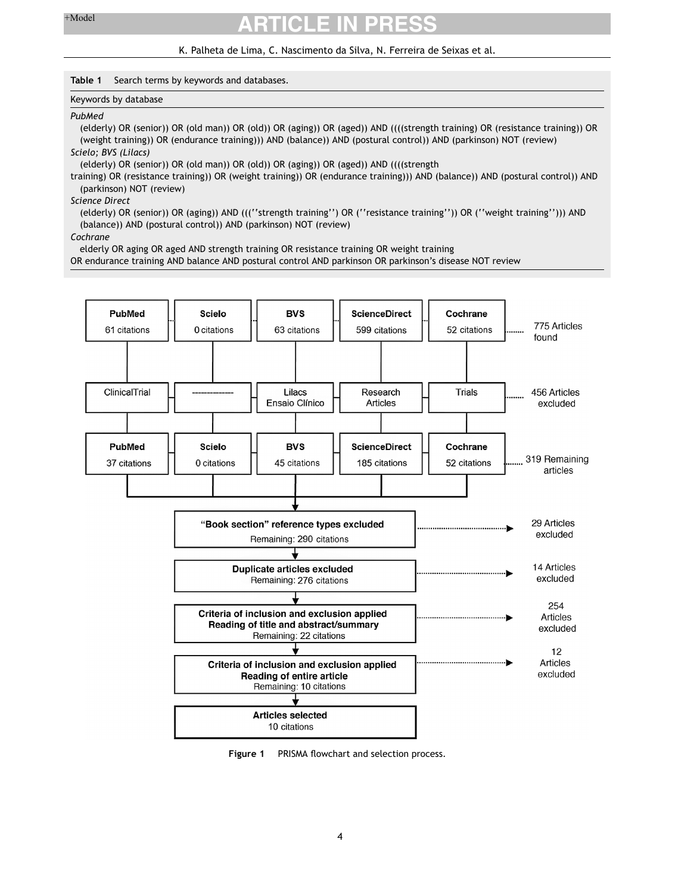**Table 1** Search terms by keywords and databases.

| Keywords by database |
|---|
| *PubMed* |
| (elderly) OR (senior)) OR (old man)) OR (old)) OR (aging)) OR (aged)) AND ((((strength training) OR (resistance training)) OR (weight training)) OR (endurance training))) AND (balance)) AND (postural control)) AND (parkinson) NOT (review) |
| *Scielo; BVS (Lilacs)* |
| (elderly) OR (senior)) OR (old man)) OR (old)) OR (aging)) OR (aged)) AND ((((strength training) OR (resistance training)) OR (weight training)) OR (endurance training))) AND (balance)) AND (postural control)) AND (parkinson) NOT (review) |
| *Science Direct* |
| (elderly) OR (senior)) OR (aging)) AND (((''strength training'') OR (''resistance training'')) OR (''weight training''))) AND (balance)) AND (postural control)) AND (parkinson) NOT (review) |
| *Cochrane* |
| elderly OR aging OR aged AND strength training OR resistance training OR weight training OR endurance training AND balance AND postural control AND parkinson OR parkinson's disease NOT review |

| PubMed | Scielo | BVS | ScienceDirect | Cochrane | |
|---|---|---|---|---|---|
| 61 citations | 0 citations | 63 citations | 599 citations | 52 citations | 775 Articles found |
| ClinicalTrial | ------------- | Lilacs Ensaio Clínico | Research Articles | Trials | 456 Articles excluded |
| 37 citations | 0 citations | 45 citations | 185 citations | 52 citations | 319 Remaining articles |

- "Book section" reference types excluded — Remaining: 290 citations → 29 Articles excluded
- Duplicate articles excluded — Remaining: 276 citations → 14 Articles excluded
- Criteria of inclusion and exclusion applied, Reading of title and abstract/summary — Remaining: 22 citations → 254 Articles excluded
- Criteria of inclusion and exclusion applied, Reading of entire article — Remaining: 10 citations → 12 Articles excluded
- Articles selected — 10 citations

**Figure 1** PRISMA flowchart and selection process.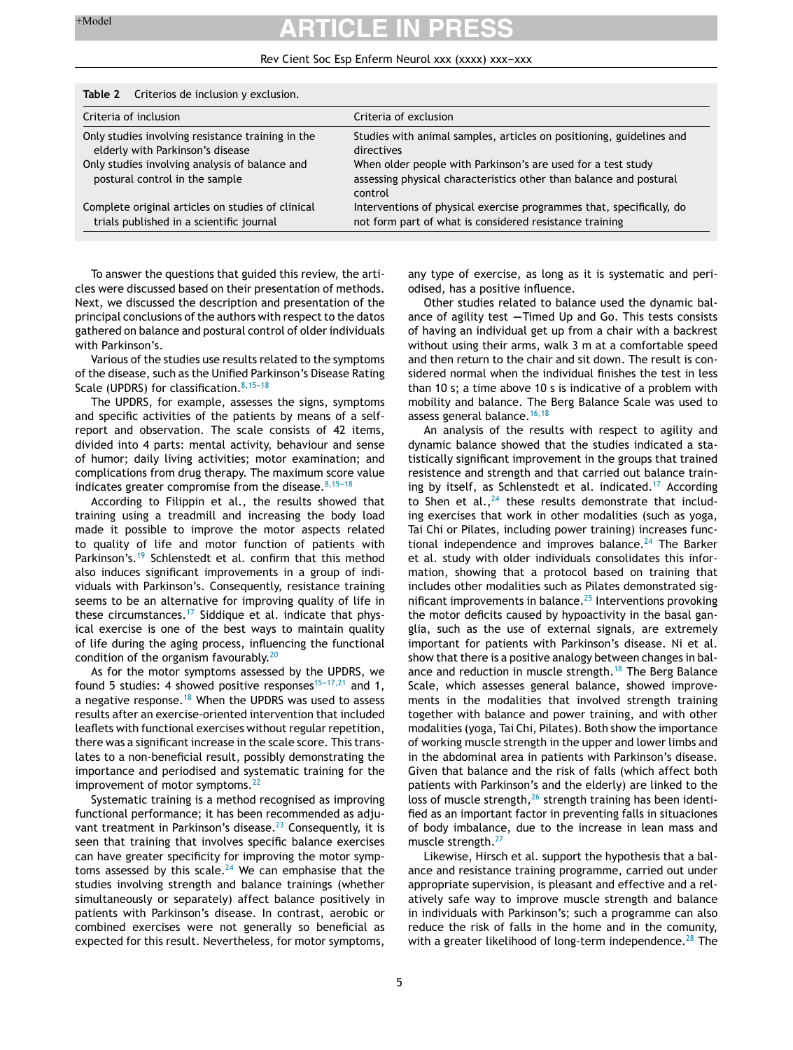**Table 2** Criterios de inclusion y exclusion.

| Criteria of inclusion | Criteria of exclusion |
|---|---|
| Only studies involving resistance training in the elderly with Parkinson's disease | Studies with animal samples, articles on positioning, guidelines and directives |
| Only studies involving analysis of balance and postural control in the sample | When older people with Parkinson's are used for a test study assessing physical characteristics other than balance and postural control |
| Complete original articles on studies of clinical trials published in a scientific journal | Interventions of physical exercise programmes that, specifically, do not form part of what is considered resistance training |

To answer the questions that guided this review, the articles were discussed based on their presentation of methods. Next, we discussed the description and presentation of the principal conclusions of the authors with respect to the datos gathered on balance and postural control of older individuals with Parkinson's.

Various of the studies use results related to the symptoms of the disease, such as the Unified Parkinson's Disease Rating Scale (UPDRS) for classification.[8,15–18]

The UPDRS, for example, assesses the signs, symptoms and specific activities of the patients by means of a self-report and observation. The scale consists of 42 items, divided into 4 parts: mental activity, behaviour and sense of humor; daily living activities; motor examination; and complications from drug therapy. The maximum score value indicates greater compromise from the disease.[8,15–18]

According to Filippin et al., the results showed that training using a treadmill and increasing the body load made it possible to improve the motor aspects related to quality of life and motor function of patients with Parkinson's.[19] Schlenstedt et al. confirm that this method also induces significant improvements in a group of individuals with Parkinson's. Consequently, resistance training seems to be an alternative for improving quality of life in these circumstances.[17] Siddique et al. indicate that physical exercise is one of the best ways to maintain quality of life during the aging process, influencing the functional condition of the organism favourably.[20]

As for the motor symptoms assessed by the UPDRS, we found 5 studies: 4 showed positive responses[15–17,21] and 1, a negative response.[18] When the UPDRS was used to assess results after an exercise-oriented intervention that included leaflets with functional exercises without regular repetition, there was a significant increase in the scale score. This translates to a non-beneficial result, possibly demonstrating the importance and periodised and systematic training for the improvement of motor symptoms.[22]

Systematic training is a method recognised as improving functional performance; it has been recommended as adjuvant treatment in Parkinson's disease.[23] Consequently, it is seen that training that involves specific balance exercises can have greater specificity for improving the motor symptoms assessed by this scale.[24] We can emphasise that the studies involving strength and balance trainings (whether simultaneously or separately) affect balance positively in patients with Parkinson's disease. In contrast, aerobic or combined exercises were not generally so beneficial as expected for this result. Nevertheless, for motor symptoms, any type of exercise, as long as it is systematic and periodised, has a positive influence.

Other studies related to balance used the dynamic balance of agility test —Timed Up and Go. This tests consists of having an individual get up from a chair with a backrest without using their arms, walk 3 m at a comfortable speed and then return to the chair and sit down. The result is considered normal when the individual finishes the test in less than 10 s; a time above 10 s is indicative of a problem with mobility and balance. The Berg Balance Scale was used to assess general balance.[16,18]

An analysis of the results with respect to agility and dynamic balance showed that the studies indicated a statistically significant improvement in the groups that trained resistence and strength and that carried out balance training by itself, as Schlenstedt et al. indicated.[17] According to Shen et al.,[24] these results demonstrate that including exercises that work in other modalities (such as yoga, Tai Chi or Pilates, including power training) increases functional independence and improves balance.[24] The Barker et al. study with older individuals consolidates this information, showing that a protocol based on training that includes other modalities such as Pilates demonstrated significant improvements in balance.[25] Interventions provoking the motor deficits caused by hypoactivity in the basal ganglia, such as the use of external signals, are extremely important for patients with Parkinson's disease. Ni et al. show that there is a positive analogy between changes in balance and reduction in muscle strength.[18] The Berg Balance Scale, which assesses general balance, showed improvements in the modalities that involved strength training together with balance and power training, and with other modalities (yoga, Tai Chi, Pilates). Both show the importance of working muscle strength in the upper and lower limbs and in the abdominal area in patients with Parkinson's disease. Given that balance and the risk of falls (which affect both patients with Parkinson's and the elderly) are linked to the loss of muscle strength,[26] strength training has been identified as an important factor in preventing falls in situaciones of body imbalance, due to the increase in lean mass and muscle strength.[27]

Likewise, Hirsch et al. support the hypothesis that a balance and resistance training programme, carried out under appropriate supervision, is pleasant and effective and a relatively safe way to improve muscle strength and balance in individuals with Parkinson's; such a programme can also reduce the risk of falls in the home and in the comunity, with a greater likelihood of long-term independence.[28] The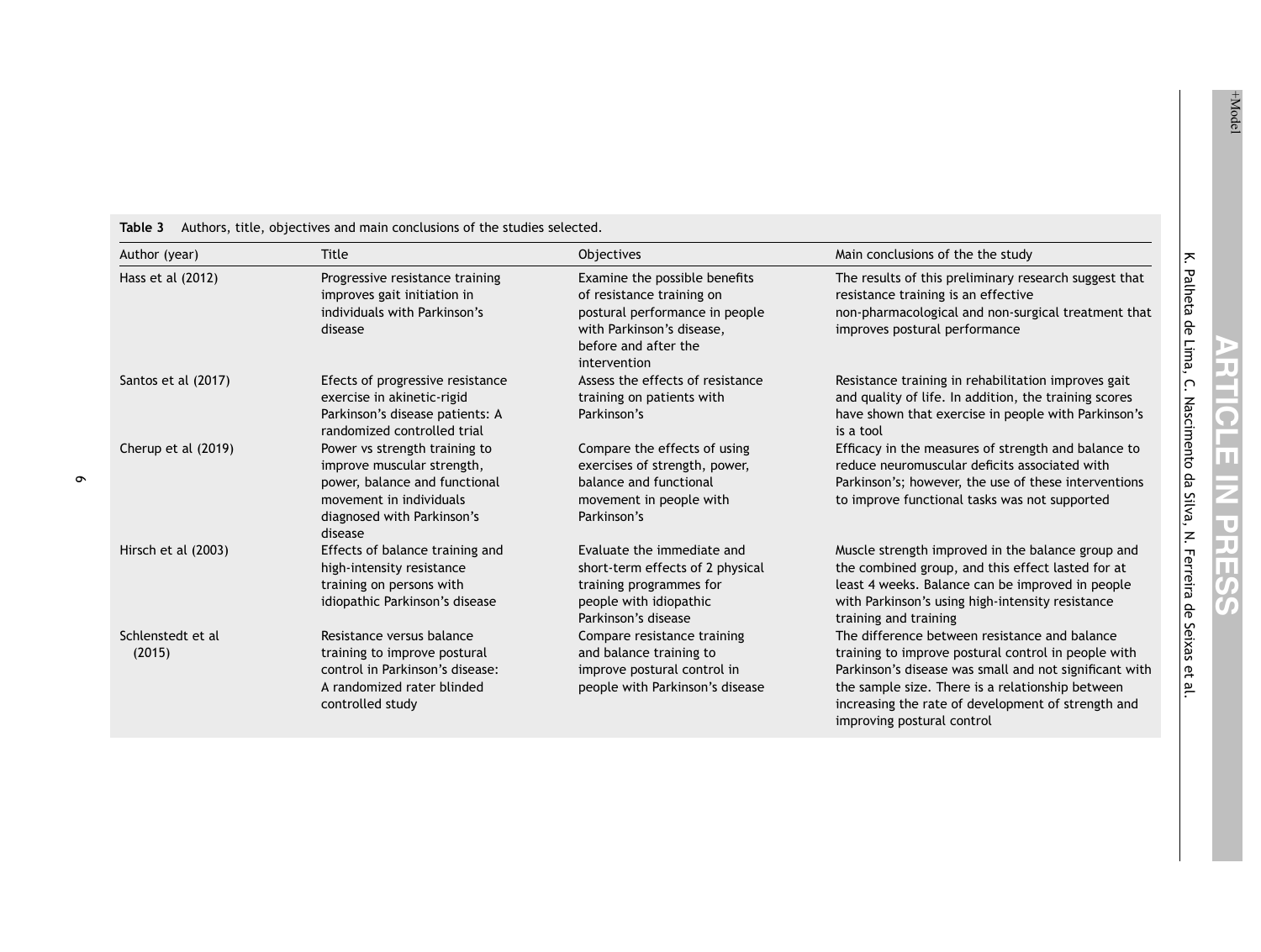**Table 3** Authors, title, objectives and main conclusions of the studies selected.

| Author (year) | Title | Objectives | Main conclusions of the the study |
|---|---|---|---|
| Hass et al (2012) | Progressive resistance training improves gait initiation in individuals with Parkinson's disease | Examine the possible benefits of resistance training on postural performance in people with Parkinson's disease, before and after the intervention | The results of this preliminary research suggest that resistance training is an effective non-pharmacological and non-surgical treatment that improves postural performance |
| Santos et al (2017) | Efects of progressive resistance exercise in akinetic-rigid Parkinson's disease patients: A randomized controlled trial | Assess the effects of resistance training on patients with Parkinson's | Resistance training in rehabilitation improves gait and quality of life. In addition, the training scores have shown that exercise in people with Parkinson's is a tool |
| Cherup et al (2019) | Power vs strength training to improve muscular strength, power, balance and functional movement in individuals diagnosed with Parkinson's disease | Compare the effects of using exercises of strength, power, balance and functional movement in people with Parkinson's | Efficacy in the measures of strength and balance to reduce neuromuscular deficits associated with Parkinson's; however, the use of these interventions to improve functional tasks was not supported |
| Hirsch et al (2003) | Effects of balance training and high-intensity resistance training on persons with idiopathic Parkinson's disease | Evaluate the immediate and short-term effects of 2 physical training programmes for people with idiopathic Parkinson's disease | Muscle strength improved in the balance group and the combined group, and this effect lasted for at least 4 weeks. Balance can be improved in people with Parkinson's using high-intensity resistance training and training |
| Schlenstedt et al (2015) | Resistance versus balance training to improve postural control in Parkinson's disease: A randomized rater blinded controlled study | Compare resistance training and balance training to improve postural control in people with Parkinson's disease | The difference between resistance and balance training to improve postural control in people with Parkinson's disease was small and not significant with the sample size. There is a relationship between increasing the rate of development of strength and improving postural control |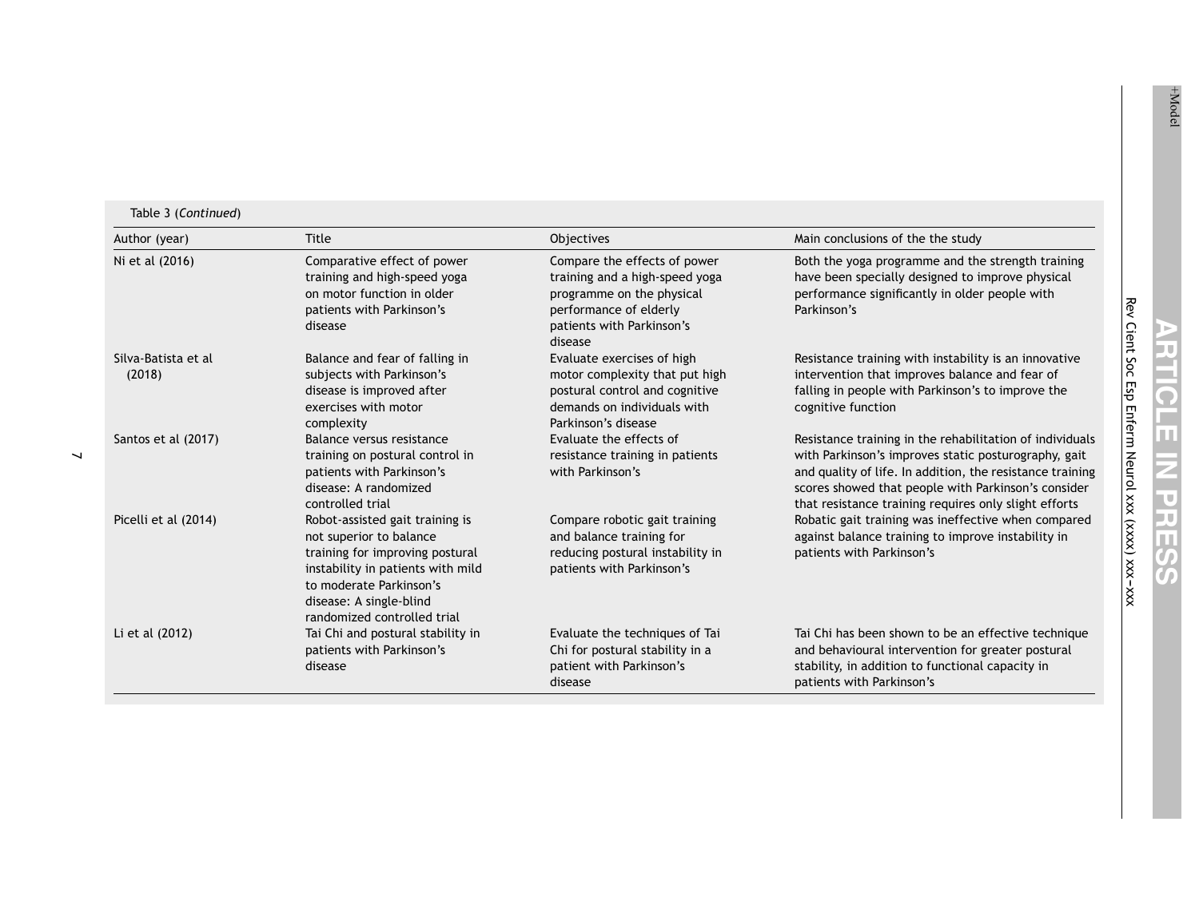Table 3 (*Continued*)

| Author (year) | Title | Objectives | Main conclusions of the the study |
|---|---|---|---|
| Ni et al (2016) | Comparative effect of power training and high-speed yoga on motor function in older patients with Parkinson's disease | Compare the effects of power training and a high-speed yoga programme on the physical performance of elderly patients with Parkinson's disease | Both the yoga programme and the strength training have been specially designed to improve physical performance significantly in older people with Parkinson's |
| Silva-Batista et al (2018) | Balance and fear of falling in subjects with Parkinson's disease is improved after exercises with motor complexity | Evaluate exercises of high motor complexity that put high postural control and cognitive demands on individuals with Parkinson's disease | Resistance training with instability is an innovative intervention that improves balance and fear of falling in people with Parkinson's to improve the cognitive function |
| Santos et al (2017) | Balance versus resistance training on postural control in patients with Parkinson's disease: A randomized controlled trial | Evaluate the effects of resistance training in patients with Parkinson's | Resistance training in the rehabilitation of individuals with Parkinson's improves static posturography, gait and quality of life. In addition, the resistance training scores showed that people with Parkinson's consider that resistance training requires only slight efforts |
| Picelli et al (2014) | Robot-assisted gait training is not superior to balance training for improving postural instability in patients with mild to moderate Parkinson's disease: A single-blind randomized controlled trial | Compare robotic gait training and balance training for reducing postural instability in patients with Parkinson's | Robatic gait training was ineffective when compared against balance training to improve instability in patients with Parkinson's |
| Li et al (2012) | Tai Chi and postural stability in patients with Parkinson's disease | Evaluate the techniques of Tai Chi for postural stability in a patient with Parkinson's disease | Tai Chi has been shown to be an effective technique and behavioural intervention for greater postural stability, in addition to functional capacity in patients with Parkinson's |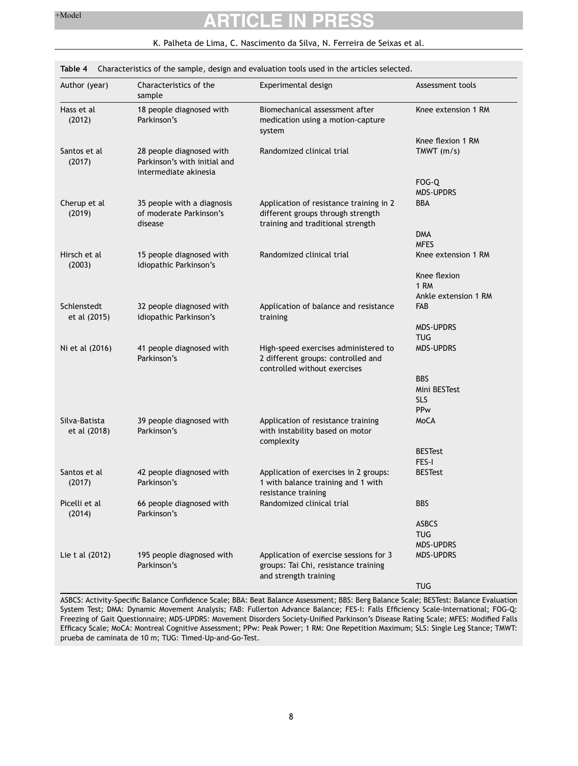**Table 4** Characteristics of the sample, design and evaluation tools used in the articles selected.

| Author (year) | Characteristics of the sample | Experimental design | Assessment tools |
|---|---|---|---|
| Hass et al (2012) | 18 people diagnosed with Parkinson's | Biomechanical assessment after medication using a motion-capture system | Knee extension 1 RM<br>Knee flexion 1 RM |
| Santos et al (2017) | 28 people diagnosed with Parkinson's with initial and intermediate akinesia | Randomized clinical trial | TMWT (m/s)<br>FOG-Q<br>MDS-UPDRS |
| Cherup et al (2019) | 35 people with a diagnosis of moderate Parkinson's disease | Application of resistance training in 2 different groups through strength training and traditional strength | BBA<br>DMA<br>MFES |
| Hirsch et al (2003) | 15 people diagnosed with idiopathic Parkinson's | Randomized clinical trial | Knee extension 1 RM<br>Knee flexion 1 RM<br>Ankle extension 1 RM |
| Schlenstedt et al (2015) | 32 people diagnosed with idiopathic Parkinson's | Application of balance and resistance training | FAB<br>MDS-UPDRS<br>TUG |
| Ni et al (2016) | 41 people diagnosed with Parkinson's | High-speed exercises administered to 2 different groups: controlled and controlled without exercises | MDS-UPDRS<br>BBS<br>Mini BESTest<br>SLS<br>PPw |
| Silva-Batista et al (2018) | 39 people diagnosed with Parkinson's | Application of resistance training with instability based on motor complexity | MoCA<br>BESTest<br>FES-I |
| Santos et al (2017) | 42 people diagnosed with Parkinson's | Application of exercises in 2 groups: 1 with balance training and 1 with resistance training | BESTest |
| Picelli et al (2014) | 66 people diagnosed with Parkinson's | Randomized clinical trial | BBS<br>ASBCS<br>TUG<br>MDS-UPDRS |
| Lie t al (2012) | 195 people diagnosed with Parkinson's | Application of exercise sessions for 3 groups: Tai Chi, resistance training and strength training | MDS-UPDRS<br>TUG |

ASBCS: Activity-Specific Balance Confidence Scale; BBA: Beat Balance Assessment; BBS: Berg Balance Scale; BESTest: Balance Evaluation System Test; DMA: Dynamic Movement Analysis; FAB: Fullerton Advance Balance; FES-I: Falls Efficiency Scale-International; FOG-Q: Freezing of Gait Questionnaire; MDS-UPDRS: Movement Disorders Society-Unified Parkinson's Disease Rating Scale; MFES: Modified Falls Efficacy Scale; MoCA: Montreal Cognitive Assessment; PPw: Peak Power; 1 RM: One Repetition Maximum; SLS: Single Leg Stance; TMWT: prueba de caminata de 10 m; TUG: Timed-Up-and-Go-Test.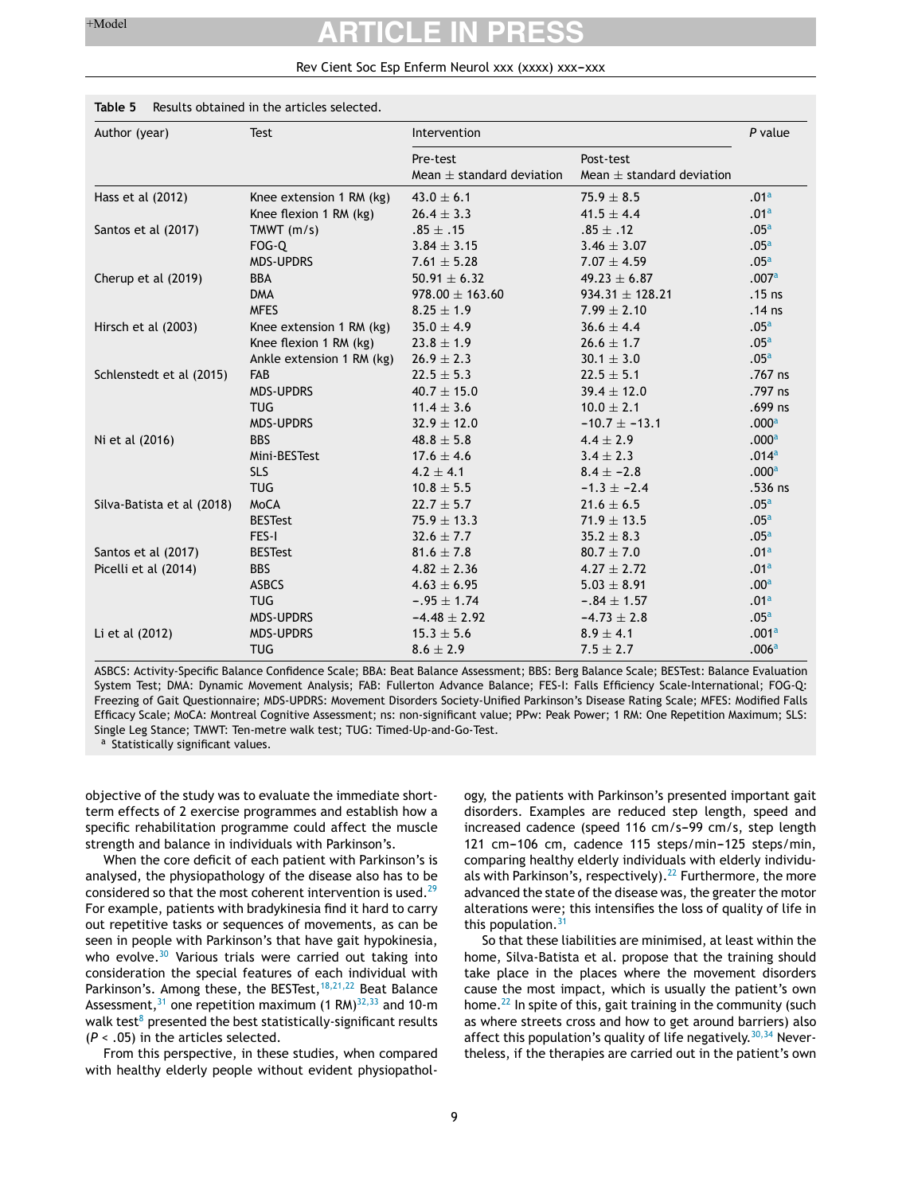**Table 5** Results obtained in the articles selected.

| Author (year) | Test | Intervention | | P value |
|---|---|---|---|---|
| | | Pre-test<br>Mean ± standard deviation | Post-test<br>Mean ± standard deviation | |
| Hass et al (2012) | Knee extension 1 RM (kg) | 43.0 ± 6.1 | 75.9 ± 8.5 | .01[a] |
| | Knee flexion 1 RM (kg) | 26.4 ± 3.3 | 41.5 ± 4.4 | .01[a] |
| Santos et al (2017) | TMWT (m/s) | .85 ± .15 | .85 ± .12 | .05[a] |
| | FOG-Q | 3.84 ± 3.15 | 3.46 ± 3.07 | .05[a] |
| | MDS-UPDRS | 7.61 ± 5.28 | 7.07 ± 4.59 | .05[a] |
| Cherup et al (2019) | BBA | 50.91 ± 6.32 | 49.23 ± 6.87 | .007[a] |
| | DMA | 978.00 ± 163.60 | 934.31 ± 128.21 | .15 ns |
| | MFES | 8.25 ± 1.9 | 7.99 ± 2.10 | .14 ns |
| Hirsch et al (2003) | Knee extension 1 RM (kg) | 35.0 ± 4.9 | 36.6 ± 4.4 | .05[a] |
| | Knee flexion 1 RM (kg) | 23.8 ± 1.9 | 26.6 ± 1.7 | .05[a] |
| | Ankle extension 1 RM (kg) | 26.9 ± 2.3 | 30.1 ± 3.0 | .05[a] |
| Schlenstedt et al (2015) | FAB | 22.5 ± 5.3 | 22.5 ± 5.1 | .767 ns |
| | MDS-UPDRS | 40.7 ± 15.0 | 39.4 ± 12.0 | .797 ns |
| | TUG | 11.4 ± 3.6 | 10.0 ± 2.1 | .699 ns |
| | MDS-UPDRS | 32.9 ± 12.0 | −10.7 ± −13.1 | .000[a] |
| Ni et al (2016) | BBS | 48.8 ± 5.8 | 4.4 ± 2.9 | .000[a] |
| | Mini-BESTest | 17.6 ± 4.6 | 3.4 ± 2.3 | .014[a] |
| | SLS | 4.2 ± 4.1 | 8.4 ± −2.8 | .000[a] |
| | TUG | 10.8 ± 5.5 | −1.3 ± −2.4 | .536 ns |
| Silva-Batista et al (2018) | MoCA | 22.7 ± 5.7 | 21.6 ± 6.5 | .05[a] |
| | BESTest | 75.9 ± 13.3 | 71.9 ± 13.5 | .05[a] |
| | FES-I | 32.6 ± 7.7 | 35.2 ± 8.3 | .05[a] |
| Santos et al (2017) | BESTest | 81.6 ± 7.8 | 80.7 ± 7.0 | .01[a] |
| Picelli et al (2014) | BBS | 4.82 ± 2.36 | 4.27 ± 2.72 | .01[a] |
| | ASBCS | 4.63 ± 6.95 | 5.03 ± 8.91 | .00[a] |
| | TUG | −.95 ± 1.74 | −.84 ± 1.57 | .01[a] |
| | MDS-UPDRS | −4.48 ± 2.92 | −4.73 ± 2.8 | .05[a] |
| Li et al (2012) | MDS-UPDRS | 15.3 ± 5.6 | 8.9 ± 4.1 | .001[a] |
| | TUG | 8.6 ± 2.9 | 7.5 ± 2.7 | .006[a] |

ASBCS: Activity-Specific Balance Confidence Scale; BBA: Beat Balance Assessment; BBS: Berg Balance Scale; BESTest: Balance Evaluation System Test; DMA: Dynamic Movement Analysis; FAB: Fullerton Advance Balance; FES-I: Falls Efficiency Scale-International; FOG-Q: Freezing of Gait Questionnaire; MDS-UPDRS: Movement Disorders Society-Unified Parkinson's Disease Rating Scale; MFES: Modified Falls Efficacy Scale; MoCA: Montreal Cognitive Assessment; ns: non-significant value; PPw: Peak Power; 1 RM: One Repetition Maximum; SLS: Single Leg Stance; TMWT: Ten-metre walk test; TUG: Timed-Up-and-Go-Test.
[a] Statistically significant values.

objective of the study was to evaluate the immediate short-term effects of 2 exercise programmes and establish how a specific rehabilitation programme could affect the muscle strength and balance in individuals with Parkinson's.

When the core deficit of each patient with Parkinson's is analysed, the physiopathology of the disease also has to be considered so that the most coherent intervention is used.[29] For example, patients with bradykinesia find it hard to carry out repetitive tasks or sequences of movements, as can be seen in people with Parkinson's that have gait hypokinesia, who evolve.[30] Various trials were carried out taking into consideration the special features of each individual with Parkinson's. Among these, the BESTest,[18,21,22] Beat Balance Assessment,[31] one repetition maximum (1 RM)[32,33] and 10-m walk test[8] presented the best statistically-significant results ($P < .05$) in the articles selected.

From this perspective, in these studies, when compared with healthy elderly people without evident physiopathology, the patients with Parkinson's presented important gait disorders. Examples are reduced step length, speed and increased cadence (speed 116 cm/s−99 cm/s, step length 121 cm−106 cm, cadence 115 steps/min−125 steps/min, comparing healthy elderly individuals with elderly individuals with Parkinson's, respectively).[22] Furthermore, the more advanced the state of the disease was, the greater the motor alterations were; this intensifies the loss of quality of life in this population.[31]

So that these liabilities are minimised, at least within the home, Silva-Batista et al. propose that the training should take place in the places where the movement disorders cause the most impact, which is usually the patient's own home.[22] In spite of this, gait training in the community (such as where streets cross and how to get around barriers) also affect this population's quality of life negatively.[30,34] Nevertheless, if the therapies are carried out in the patient's own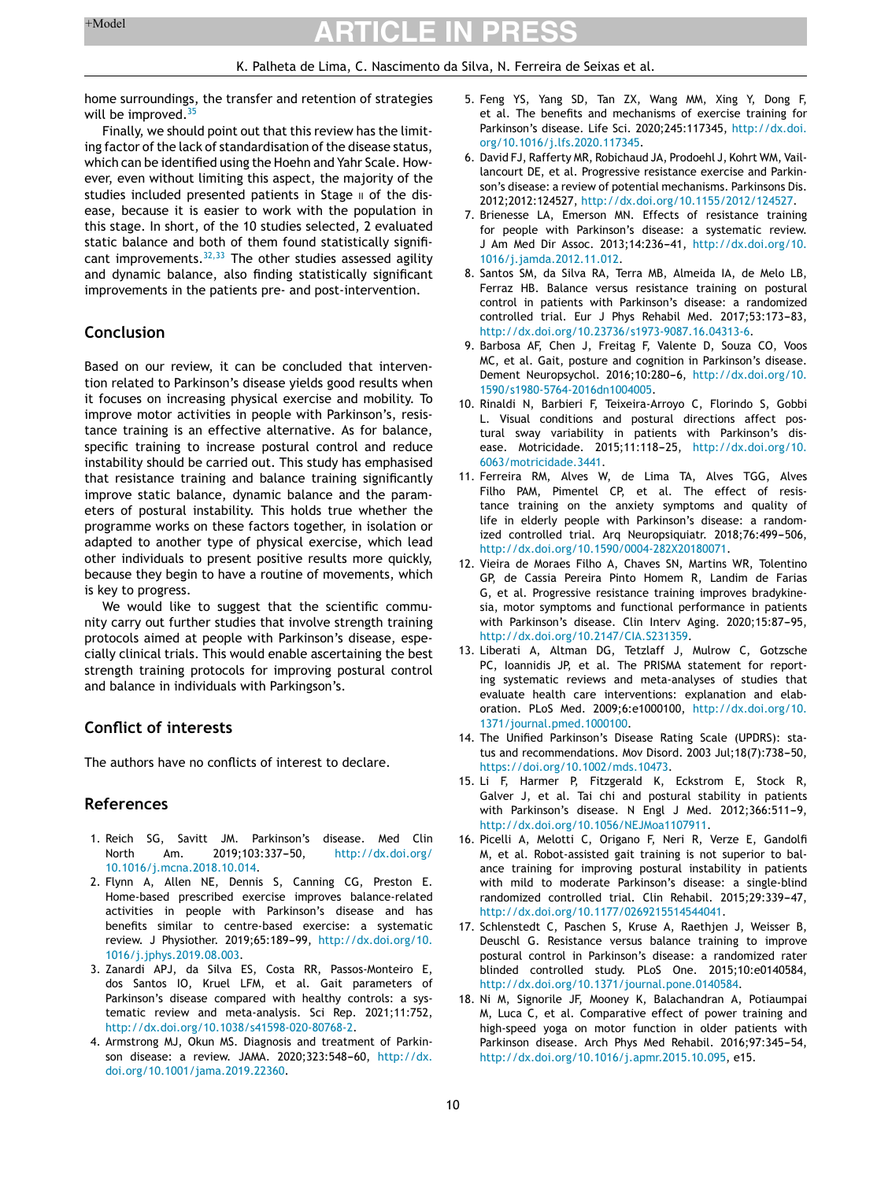home surroundings, the transfer and retention of strategies will be improved.[35]

Finally, we should point out that this review has the limiting factor of the lack of standardisation of the disease status, which can be identified using the Hoehn and Yahr Scale. However, even without limiting this aspect, the majority of the studies included presented patients in Stage II of the disease, because it is easier to work with the population in this stage. In short, of the 10 studies selected, 2 evaluated static balance and both of them found statistically significant improvements.[32,33] The other studies assessed agility and dynamic balance, also finding statistically significant improvements in the patients pre- and post-intervention.

## Conclusion

Based on our review, it can be concluded that intervention related to Parkinson's disease yields good results when it focuses on increasing physical exercise and mobility. To improve motor activities in people with Parkinson's, resistance training is an effective alternative. As for balance, specific training to increase postural control and reduce instability should be carried out. This study has emphasised that resistance training and balance training significantly improve static balance, dynamic balance and the parameters of postural instability. This holds true whether the programme works on these factors together, in isolation or adapted to another type of physical exercise, which lead other individuals to present positive results more quickly, because they begin to have a routine of movements, which is key to progress.

We would like to suggest that the scientific community carry out further studies that involve strength training protocols aimed at people with Parkinson's disease, especially clinical trials. This would enable ascertaining the best strength training protocols for improving postural control and balance in individuals with Parkingson's.

## Conflict of interests

The authors have no conflicts of interest to declare.

## References

1. Reich SG, Savitt JM. Parkinson's disease. Med Clin North Am. 2019;103:337–50, http://dx.doi.org/10.1016/j.mcna.2018.10.014.
2. Flynn A, Allen NE, Dennis S, Canning CG, Preston E. Home-based prescribed exercise improves balance-related activities in people with Parkinson's disease and has benefits similar to centre-based exercise: a systematic review. J Physiother. 2019;65:189–99, http://dx.doi.org/10.1016/j.jphys.2019.08.003.
3. Zanardi APJ, da Silva ES, Costa RR, Passos-Monteiro E, dos Santos IO, Kruel LFM, et al. Gait parameters of Parkinson's disease compared with healthy controls: a systematic review and meta-analysis. Sci Rep. 2021;11:752, http://dx.doi.org/10.1038/s41598-020-80768-2.
4. Armstrong MJ, Okun MS. Diagnosis and treatment of Parkinson disease: a review. JAMA. 2020;323:548–60, http://dx.doi.org/10.1001/jama.2019.22360.
5. Feng YS, Yang SD, Tan ZX, Wang MM, Xing Y, Dong F, et al. The benefits and mechanisms of exercise training for Parkinson's disease. Life Sci. 2020;245:117345, http://dx.doi.org/10.1016/j.lfs.2020.117345.
6. David FJ, Rafferty MR, Robichaud JA, Prodoehl J, Kohrt WM, Vaillancourt DE, et al. Progressive resistance exercise and Parkinson's disease: a review of potential mechanisms. Parkinsons Dis. 2012;2012:124527, http://dx.doi.org/10.1155/2012/124527.
7. Brienesse LA, Emerson MN. Effects of resistance training for people with Parkinson's disease: a systematic review. J Am Med Dir Assoc. 2013;14:236–41, http://dx.doi.org/10.1016/j.jamda.2012.11.012.
8. Santos SM, da Silva RA, Terra MB, Almeida IA, de Melo LB, Ferraz HB. Balance versus resistance training on postural control in patients with Parkinson's disease: a randomized controlled trial. Eur J Phys Rehabil Med. 2017;53:173–83, http://dx.doi.org/10.23736/s1973-9087.16.04313-6.
9. Barbosa AF, Chen J, Freitag F, Valente D, Souza CO, Voos MC, et al. Gait, posture and cognition in Parkinson's disease. Dement Neuropsychol. 2016;10:280–6, http://dx.doi.org/10.1590/s1980-5764-2016dn1004005.
10. Rinaldi N, Barbieri F, Teixeira-Arroyo C, Florindo S, Gobbi L. Visual conditions and postural directions affect postural sway variability in patients with Parkinson's disease. Motricidade. 2015;11:118–25, http://dx.doi.org/10.6063/motricidade.3441.
11. Ferreira RM, Alves W, de Lima TA, Alves TGG, Alves Filho PAM, Pimentel CP, et al. The effect of resistance training on the anxiety symptoms and quality of life in elderly people with Parkinson's disease: a randomized controlled trial. Arq Neuropsiquiatr. 2018;76:499–506, http://dx.doi.org/10.1590/0004-282X20180071.
12. Vieira de Moraes Filho A, Chaves SN, Martins WR, Tolentino GP, de Cassia Pereira Pinto Homem R, Landim de Farias G, et al. Progressive resistance training improves bradykinesia, motor symptoms and functional performance in patients with Parkinson's disease. Clin Interv Aging. 2020;15:87–95, http://dx.doi.org/10.2147/CIA.S231359.
13. Liberati A, Altman DG, Tetzlaff J, Mulrow C, Gotzsche PC, Ioannidis JP, et al. The PRISMA statement for reporting systematic reviews and meta-analyses of studies that evaluate health care interventions: explanation and elaboration. PLoS Med. 2009;6:e1000100, http://dx.doi.org/10.1371/journal.pmed.1000100.
14. The Unified Parkinson's Disease Rating Scale (UPDRS): status and recommendations. Mov Disord. 2003 Jul;18(7):738–50, https://doi.org/10.1002/mds.10473.
15. Li F, Harmer P, Fitzgerald K, Eckstrom E, Stock R, Galver J, et al. Tai chi and postural stability in patients with Parkinson's disease. N Engl J Med. 2012;366:511–9, http://dx.doi.org/10.1056/NEJMoa1107911.
16. Picelli A, Melotti C, Origano F, Neri R, Verze E, Gandolfi M, et al. Robot-assisted gait training is not superior to balance training for improving postural instability in patients with mild to moderate Parkinson's disease: a single-blind randomized controlled trial. Clin Rehabil. 2015;29:339–47, http://dx.doi.org/10.1177/0269215514544041.
17. Schlenstedt C, Paschen S, Kruse A, Raethjen J, Weisser B, Deuschl G. Resistance versus balance training to improve postural control in Parkinson's disease: a randomized rater blinded controlled study. PLoS One. 2015;10:e0140584, http://dx.doi.org/10.1371/journal.pone.0140584.
18. Ni M, Signorile JF, Mooney K, Balachandran A, Potiaumpai M, Luca C, et al. Comparative effect of power training and high-speed yoga on motor function in older patients with Parkinson disease. Arch Phys Med Rehabil. 2016;97:345–54, http://dx.doi.org/10.1016/j.apmr.2015.10.095, e15.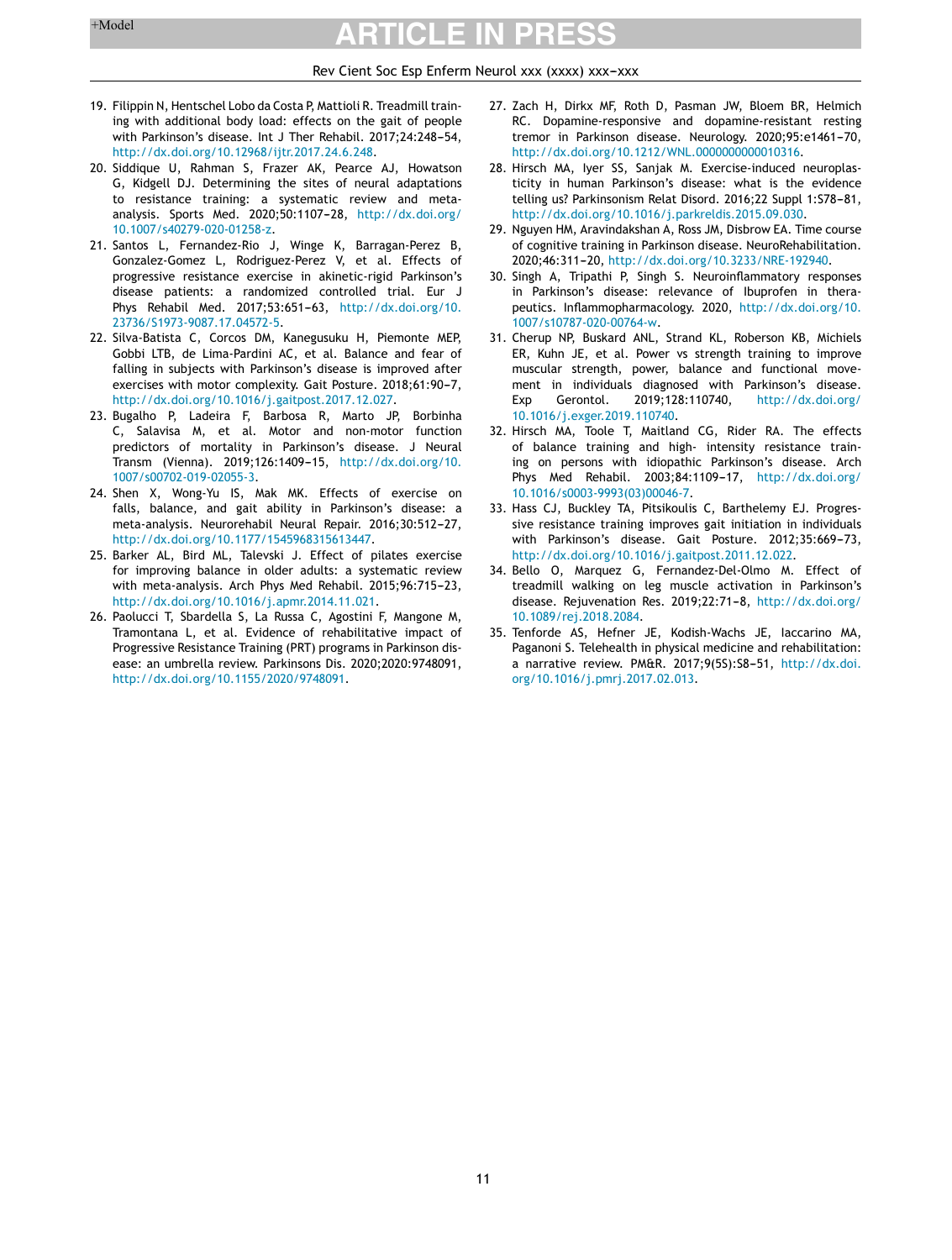19. Filippin N, Hentschel Lobo da Costa P, Mattioli R. Treadmill training with additional body load: effects on the gait of people with Parkinson's disease. Int J Ther Rehabil. 2017;24:248–54, http://dx.doi.org/10.12968/ijtr.2017.24.6.248.
20. Siddique U, Rahman S, Frazer AK, Pearce AJ, Howatson G, Kidgell DJ. Determining the sites of neural adaptations to resistance training: a systematic review and meta-analysis. Sports Med. 2020;50:1107–28, http://dx.doi.org/10.1007/s40279-020-01258-z.
21. Santos L, Fernandez-Rio J, Winge K, Barragan-Perez B, Gonzalez-Gomez L, Rodriguez-Perez V, et al. Effects of progressive resistance exercise in akinetic-rigid Parkinson's disease patients: a randomized controlled trial. Eur J Phys Rehabil Med. 2017;53:651–63, http://dx.doi.org/10.23736/S1973-9087.17.04572-5.
22. Silva-Batista C, Corcos DM, Kanegusuku H, Piemonte MEP, Gobbi LTB, de Lima-Pardini AC, et al. Balance and fear of falling in subjects with Parkinson's disease is improved after exercises with motor complexity. Gait Posture. 2018;61:90–7, http://dx.doi.org/10.1016/j.gaitpost.2017.12.027.
23. Bugalho P, Ladeira F, Barbosa R, Marto JP, Borbinha C, Salavisa M, et al. Motor and non-motor function predictors of mortality in Parkinson's disease. J Neural Transm (Vienna). 2019;126:1409–15, http://dx.doi.org/10.1007/s00702-019-02055-3.
24. Shen X, Wong-Yu IS, Mak MK. Effects of exercise on falls, balance, and gait ability in Parkinson's disease: a meta-analysis. Neurorehabil Neural Repair. 2016;30:512–27, http://dx.doi.org/10.1177/1545968315613447.
25. Barker AL, Bird ML, Talevski J. Effect of pilates exercise for improving balance in older adults: a systematic review with meta-analysis. Arch Phys Med Rehabil. 2015;96:715–23, http://dx.doi.org/10.1016/j.apmr.2014.11.021.
26. Paolucci T, Sbardella S, La Russa C, Agostini F, Mangone M, Tramontana L, et al. Evidence of rehabilitative impact of Progressive Resistance Training (PRT) programs in Parkinson disease: an umbrella review. Parkinsons Dis. 2020;2020:9748091, http://dx.doi.org/10.1155/2020/9748091.
27. Zach H, Dirkx MF, Roth D, Pasman JW, Bloem BR, Helmich RC. Dopamine-responsive and dopamine-resistant resting tremor in Parkinson disease. Neurology. 2020;95:e1461–70, http://dx.doi.org/10.1212/WNL.0000000000010316.
28. Hirsch MA, Iyer SS, Sanjak M. Exercise-induced neuroplasticity in human Parkinson's disease: what is the evidence telling us? Parkinsonism Relat Disord. 2016;22 Suppl 1:S78–81, http://dx.doi.org/10.1016/j.parkreldis.2015.09.030.
29. Nguyen HM, Aravindakshan A, Ross JM, Disbrow EA. Time course of cognitive training in Parkinson disease. NeuroRehabilitation. 2020;46:311–20, http://dx.doi.org/10.3233/NRE-192940.
30. Singh A, Tripathi P, Singh S. Neuroinflammatory responses in Parkinson's disease: relevance of Ibuprofen in therapeutics. Inflammopharmacology. 2020, http://dx.doi.org/10.1007/s10787-020-00764-w.
31. Cherup NP, Buskard ANL, Strand KL, Roberson KB, Michiels ER, Kuhn JE, et al. Power vs strength training to improve muscular strength, power, balance and functional movement in individuals diagnosed with Parkinson's disease. Exp Gerontol. 2019;128:110740, http://dx.doi.org/10.1016/j.exger.2019.110740.
32. Hirsch MA, Toole T, Maitland CG, Rider RA. The effects of balance training and high- intensity resistance training on persons with idiopathic Parkinson's disease. Arch Phys Med Rehabil. 2003;84:1109–17, http://dx.doi.org/10.1016/s0003-9993(03)00046-7.
33. Hass CJ, Buckley TA, Pitsikoulis C, Barthelemy EJ. Progressive resistance training improves gait initiation in individuals with Parkinson's disease. Gait Posture. 2012;35:669–73, http://dx.doi.org/10.1016/j.gaitpost.2011.12.022.
34. Bello O, Marquez G, Fernandez-Del-Olmo M. Effect of treadmill walking on leg muscle activation in Parkinson's disease. Rejuvenation Res. 2019;22:71–8, http://dx.doi.org/10.1089/rej.2018.2084.
35. Tenforde AS, Hefner JE, Kodish-Wachs JE, Iaccarino MA, Paganoni S. Telehealth in physical medicine and rehabilitation: a narrative review. PM&R. 2017;9(5S):S8–51, http://dx.doi.org/10.1016/j.pmrj.2017.02.013.